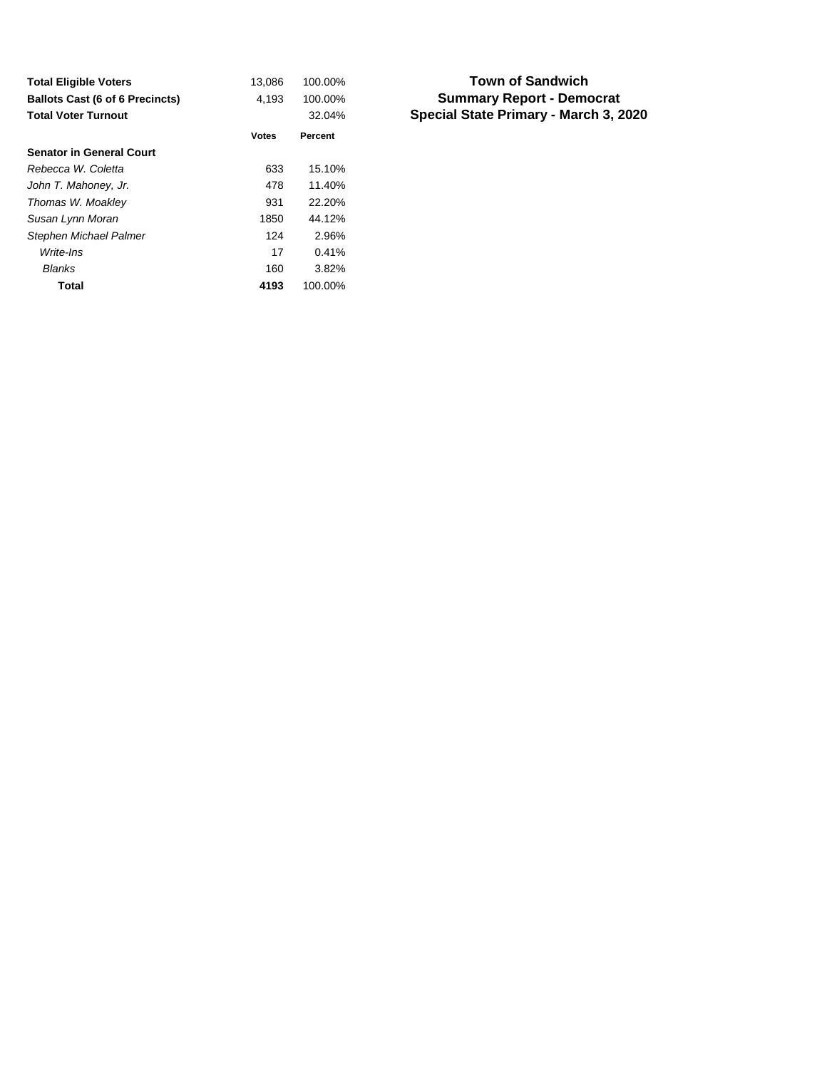# Town of Sandwich
## Summary Report - Democrat
## Special State Primary - March 3, 2020

| | | |
|---|---|---|
| **Total Eligible Voters** | 13,086 | 100.00% |
| **Ballots Cast (6 of 6 Precincts)** | 4,193 | 100.00% |
| **Total Voter Turnout** | | 32.04% |

| | **Votes** | **Percent** |
|---|---|---|
| **Senator in General Court** | | |
| *Rebecca W. Coletta* | 633 | 15.10% |
| *John T. Mahoney, Jr.* | 478 | 11.40% |
| *Thomas W. Moakley* | 931 | 22.20% |
| *Susan Lynn Moran* | 1850 | 44.12% |
| *Stephen Michael Palmer* | 124 | 2.96% |
| *Write-Ins* | 17 | 0.41% |
| *Blanks* | 160 | 3.82% |
| **Total** | **4193** | 100.00% |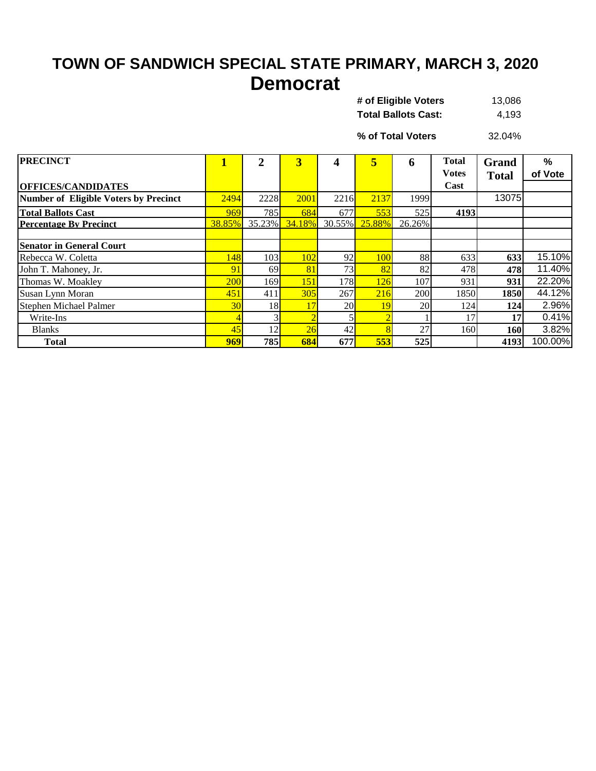# TOWN OF SANDWICH SPECIAL STATE PRIMARY, MARCH 3, 2020

## Democrat

| | |
|---|---|
| **# of Eligible Voters** | 13,086 |
| **Total Ballots Cast:** | 4,193 |
| **% of Total Voters** | 32.04% |

| **PRECINCT** / **OFFICES/CANDIDATES** | **1** | **2** | **3** | **4** | **5** | **6** | **Total Votes Cast** | **Grand Total** | **% of Vote** |
|---|---|---|---|---|---|---|---|---|---|
| **Number of Eligible Voters by Precinct** | 2494 | 2228 | 2001 | 2216 | 2137 | 1999 | | 13075 | |
| **Total Ballots Cast** | 969 | 785 | 684 | 677 | 553 | 525 | **4193** | | |
| **Percentage By Precinct** | 38.85% | 35.23% | 34.18% | 30.55% | 25.88% | 26.26% | | | |
| | | | | | | | | | |
| **Senator in General Court** | | | | | | | | | |
| Rebecca W. Coletta | 148 | 103 | 102 | 92 | 100 | 88 | 633 | **633** | 15.10% |
| John T. Mahoney, Jr. | 91 | 69 | 81 | 73 | 82 | 82 | 478 | **478** | 11.40% |
| Thomas W. Moakley | 200 | 169 | 151 | 178 | 126 | 107 | 931 | **931** | 22.20% |
| Susan Lynn Moran | 451 | 411 | 305 | 267 | 216 | 200 | 1850 | **1850** | 44.12% |
| Stephen Michael Palmer | 30 | 18 | 17 | 20 | 19 | 20 | 124 | **124** | 2.96% |
| Write-Ins | 4 | 3 | 2 | 5 | 2 | 1 | 17 | **17** | 0.41% |
| Blanks | 45 | 12 | 26 | 42 | 8 | 27 | 160 | **160** | 3.82% |
| **Total** | **969** | **785** | **684** | **677** | **553** | **525** | | **4193** | 100.00% |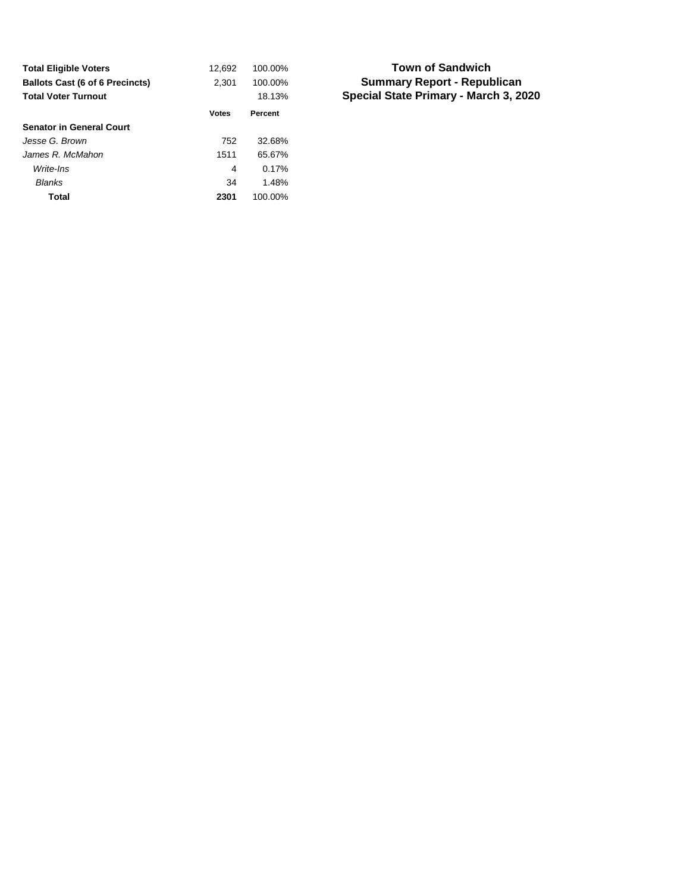# Town of Sandwich
## Summary Report - Republican
## Special State Primary - March 3, 2020

| | | |
|---|---|---|
| **Total Eligible Voters** | 12,692 | 100.00% |
| **Ballots Cast (6 of 6 Precincts)** | 2,301 | 100.00% |
| **Total Voter Turnout** | | 18.13% |

| | **Votes** | **Percent** |
|---|---|---|
| **Senator in General Court** | | |
| *Jesse G. Brown* | 752 | 32.68% |
| *James R. McMahon* | 1511 | 65.67% |
| *Write-Ins* | 4 | 0.17% |
| *Blanks* | 34 | 1.48% |
| **Total** | **2301** | 100.00% |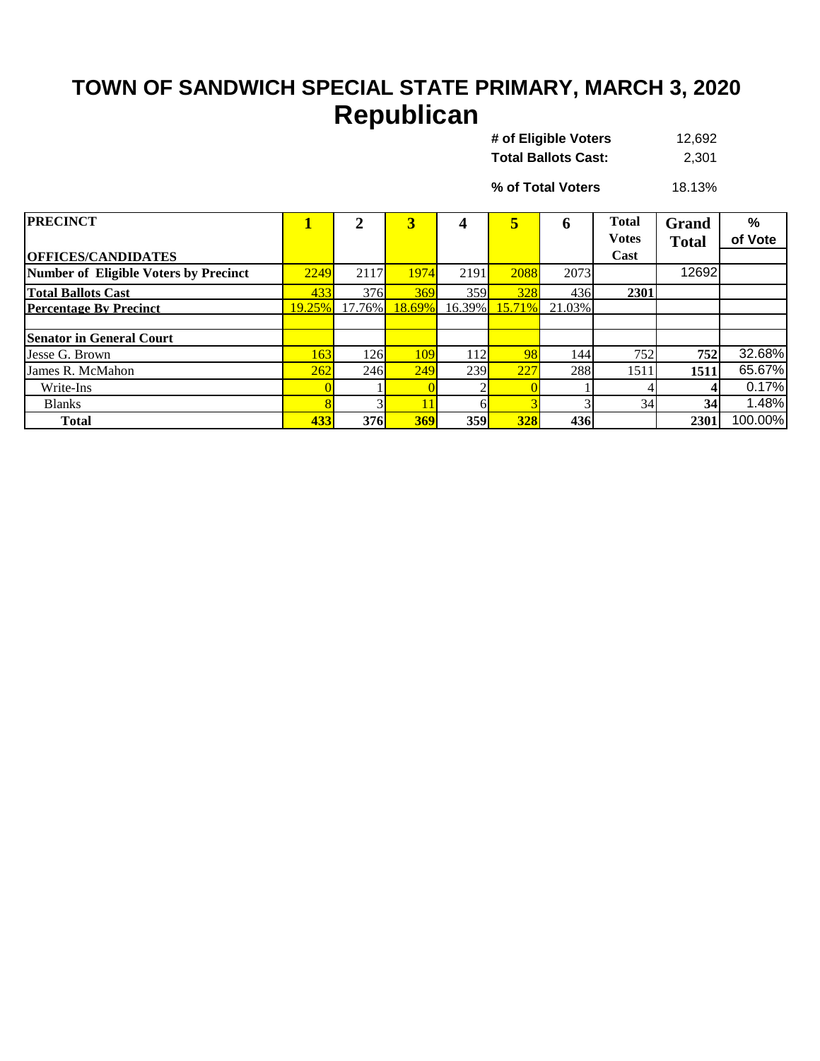# TOWN OF SANDWICH SPECIAL STATE PRIMARY, MARCH 3, 2020

## Republican

| | |
|---|---|
| **# of Eligible Voters** | 12,692 |
| **Total Ballots Cast:** | 2,301 |
| **% of Total Voters** | 18.13% |

| **PRECINCT** / **OFFICES/CANDIDATES** | **1** | **2** | **3** | **4** | **5** | **6** | **Total Votes Cast** | **Grand Total** | **% of Vote** |
|---|---|---|---|---|---|---|---|---|---|
| **Number of Eligible Voters by Precinct** | 2249 | 2117 | 1974 | 2191 | 2088 | 2073 | | 12692 | |
| **Total Ballots Cast** | 433 | 376 | 369 | 359 | 328 | 436 | **2301** | | |
| **Percentage By Precinct** | 19.25% | 17.76% | 18.69% | 16.39% | 15.71% | 21.03% | | | |
| | | | | | | | | | |
| **Senator in General Court** | | | | | | | | | |
| Jesse G. Brown | 163 | 126 | 109 | 112 | 98 | 144 | 752 | **752** | 32.68% |
| James R. McMahon | 262 | 246 | 249 | 239 | 227 | 288 | 1511 | **1511** | 65.67% |
| Write-Ins | 0 | 1 | 0 | 2 | 0 | 1 | 4 | **4** | 0.17% |
| Blanks | 8 | 3 | 11 | 6 | 3 | 3 | 34 | **34** | 1.48% |
| **Total** | **433** | **376** | **369** | **359** | **328** | **436** | | **2301** | 100.00% |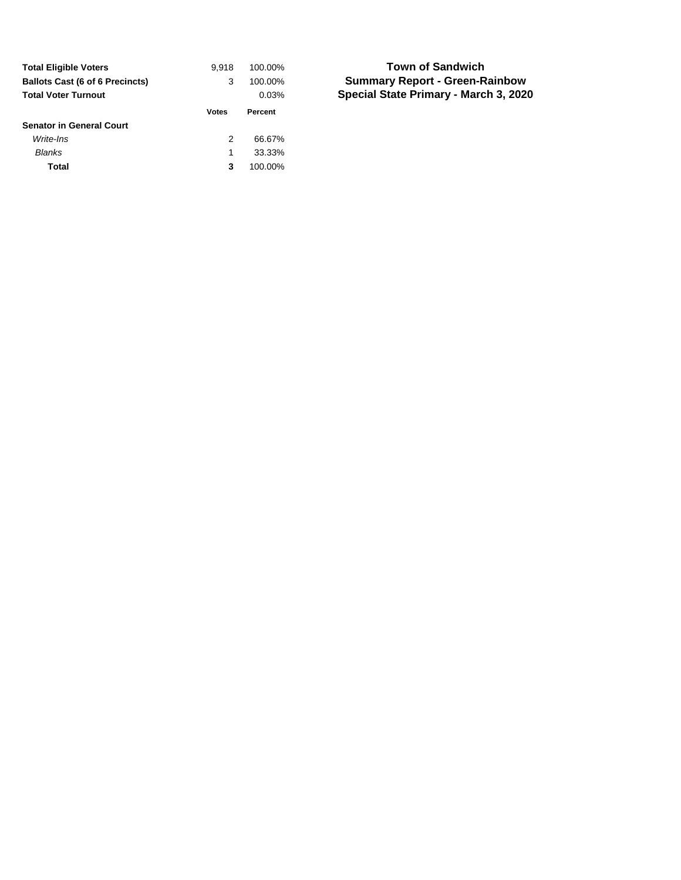# Town of Sandwich
## Summary Report - Green-Rainbow
## Special State Primary - March 3, 2020

| | | |
|---|---|---|
| **Total Eligible Voters** | 9,918 | 100.00% |
| **Ballots Cast (6 of 6 Precincts)** | 3 | 100.00% |
| **Total Voter Turnout** | | 0.03% |

| | **Votes** | **Percent** |
|---|---|---|
| **Senator in General Court** | | |
| *Write-Ins* | 2 | 66.67% |
| *Blanks* | 1 | 33.33% |
| **Total** | **3** | 100.00% |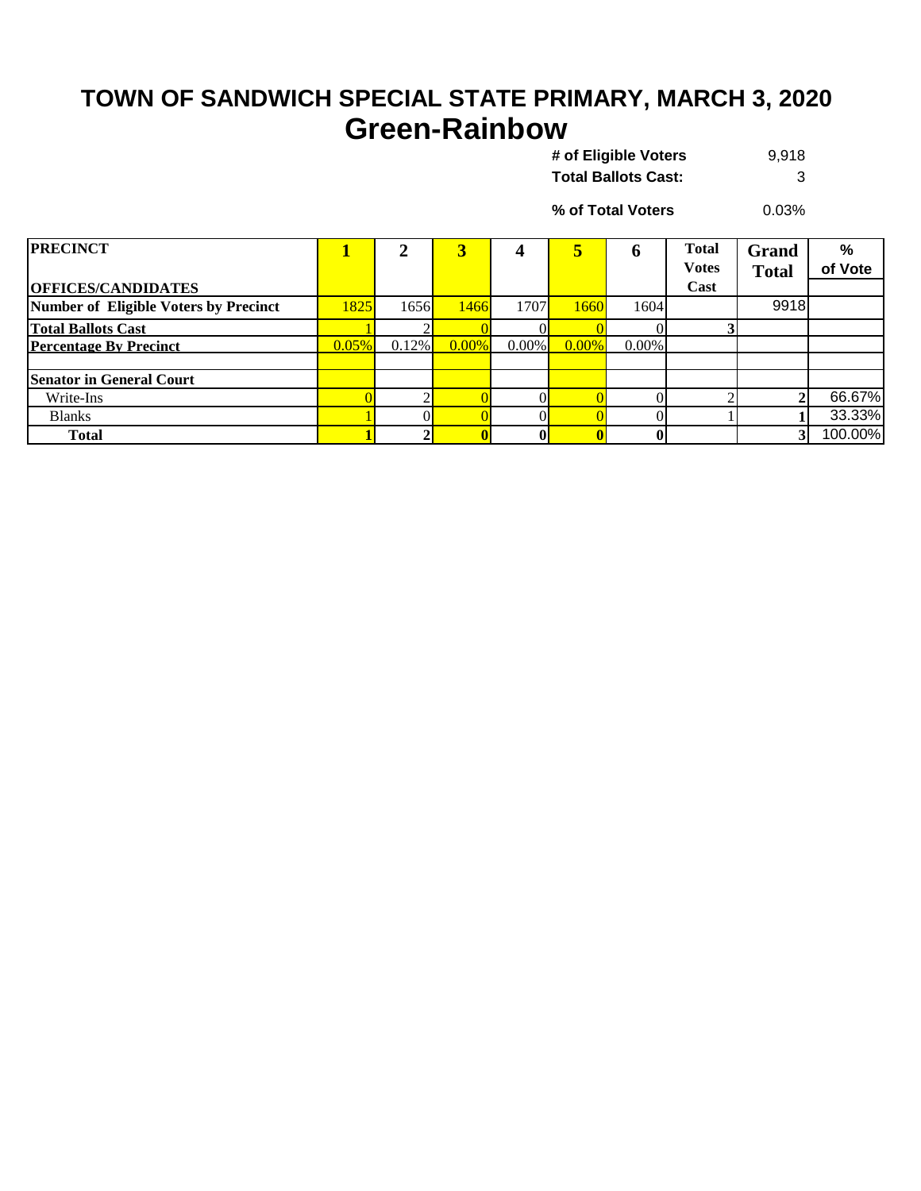# TOWN OF SANDWICH SPECIAL STATE PRIMARY, MARCH 3, 2020

## Green-Rainbow

**# of Eligible Voters** 9,918

**Total Ballots Cast:** 3

**% of Total Voters** 0.03%

| PRECINCT / OFFICES/CANDIDATES | 1 | 2 | 3 | 4 | 5 | 6 | Total Votes Cast | Grand Total | % of Vote |
|---|---|---|---|---|---|---|---|---|---|
| **Number of Eligible Voters by Precinct** | 1825 | 1656 | 1466 | 1707 | 1660 | 1604 | | 9918 | |
| **Total Ballots Cast** | 1 | 2 | 0 | 0 | 0 | 0 | **3** | | |
| **Percentage By Precinct** | 0.05% | 0.12% | 0.00% | 0.00% | 0.00% | 0.00% | | | |
| | | | | | | | | | |
| **Senator in General Court** | | | | | | | | | |
| Write-Ins | 0 | 2 | 0 | 0 | 0 | 0 | 2 | **2** | 66.67% |
| Blanks | 1 | 0 | 0 | 0 | 0 | 0 | 1 | **1** | 33.33% |
| **Total** | **1** | **2** | **0** | **0** | **0** | **0** | | **3** | 100.00% |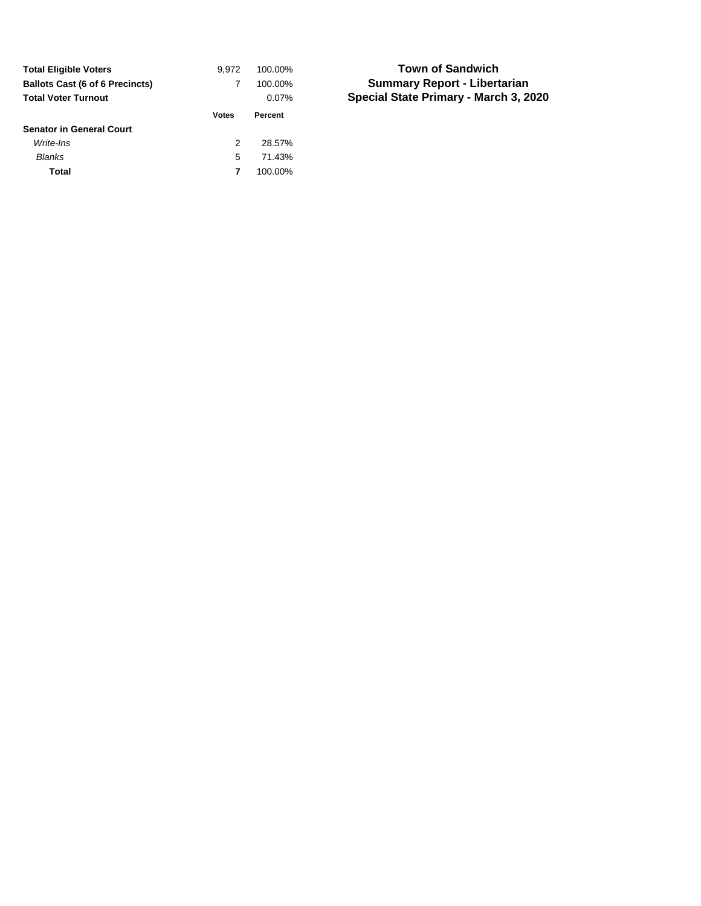# Town of Sandwich
## Summary Report - Libertarian
## Special State Primary - March 3, 2020

| | | |
|---|---|---|
| **Total Eligible Voters** | 9,972 | 100.00% |
| **Ballots Cast (6 of 6 Precincts)** | 7 | 100.00% |
| **Total Voter Turnout** | | 0.07% |

| | **Votes** | **Percent** |
|---|---|---|
| **Senator in General Court** | | |
| *Write-Ins* | 2 | 28.57% |
| *Blanks* | 5 | 71.43% |
| **Total** | **7** | 100.00% |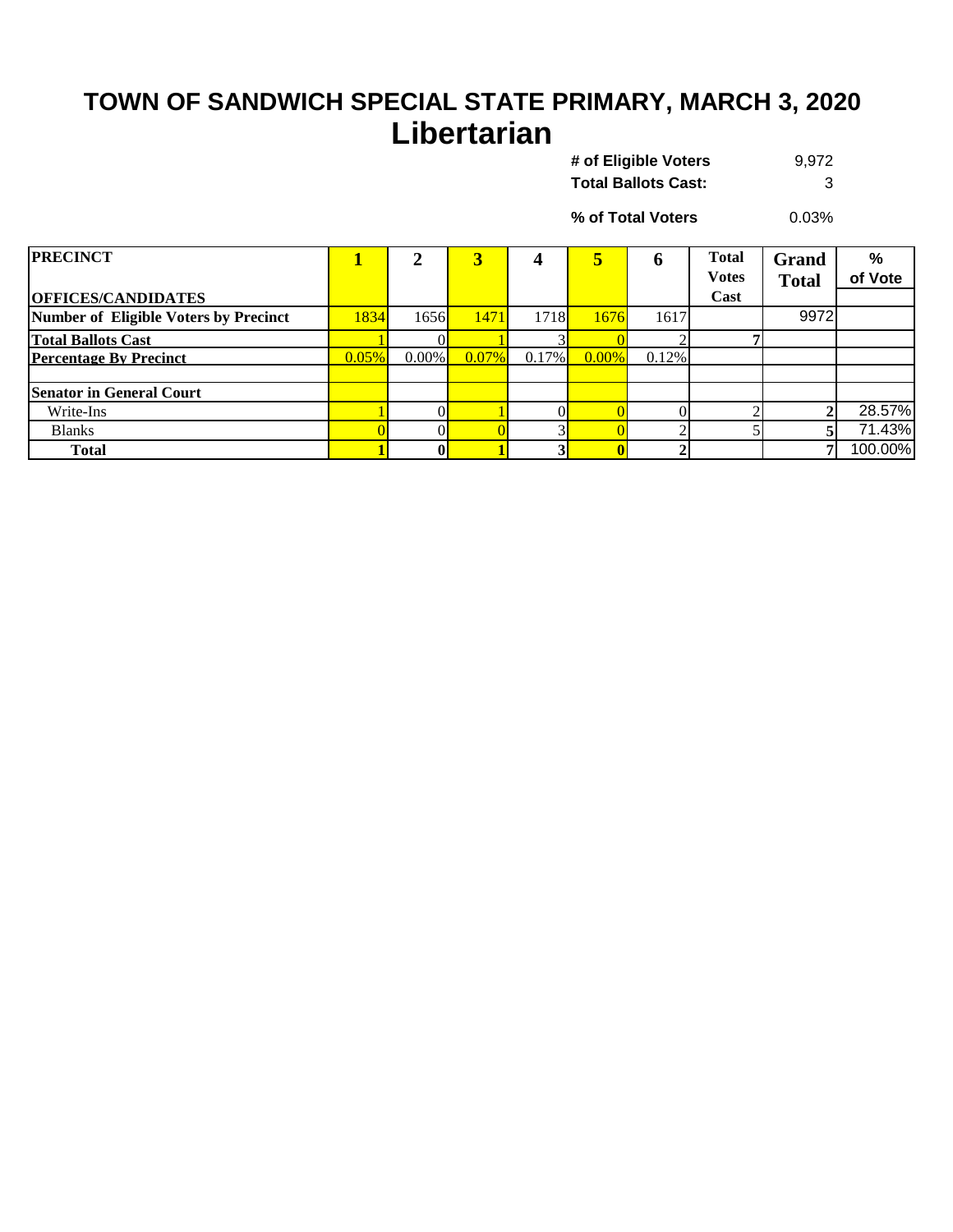# TOWN OF SANDWICH SPECIAL STATE PRIMARY, MARCH 3, 2020

## Libertarian

**# of Eligible Voters** 9,972

**Total Ballots Cast:** 3

**% of Total Voters** 0.03%

| PRECINCT / OFFICES/CANDIDATES | 1 | 2 | 3 | 4 | 5 | 6 | Total Votes Cast | Grand Total | % of Vote |
|---|---|---|---|---|---|---|---|---|---|
| **Number of Eligible Voters by Precinct** | 1834 | 1656 | 1471 | 1718 | 1676 | 1617 | | 9972 | |
| **Total Ballots Cast** | 1 | 0 | 1 | 3 | 0 | 2 | 7 | | |
| **Percentage By Precinct** | 0.05% | 0.00% | 0.07% | 0.17% | 0.00% | 0.12% | | | |
| | | | | | | | | | |
| **Senator in General Court** | | | | | | | | | |
| Write-Ins | 1 | 0 | 1 | 0 | 0 | 0 | 2 | 2 | 28.57% |
| Blanks | 0 | 0 | 0 | 3 | 0 | 2 | 5 | 5 | 71.43% |
| **Total** | 1 | 0 | 1 | 3 | 0 | 2 | | 7 | 100.00% |